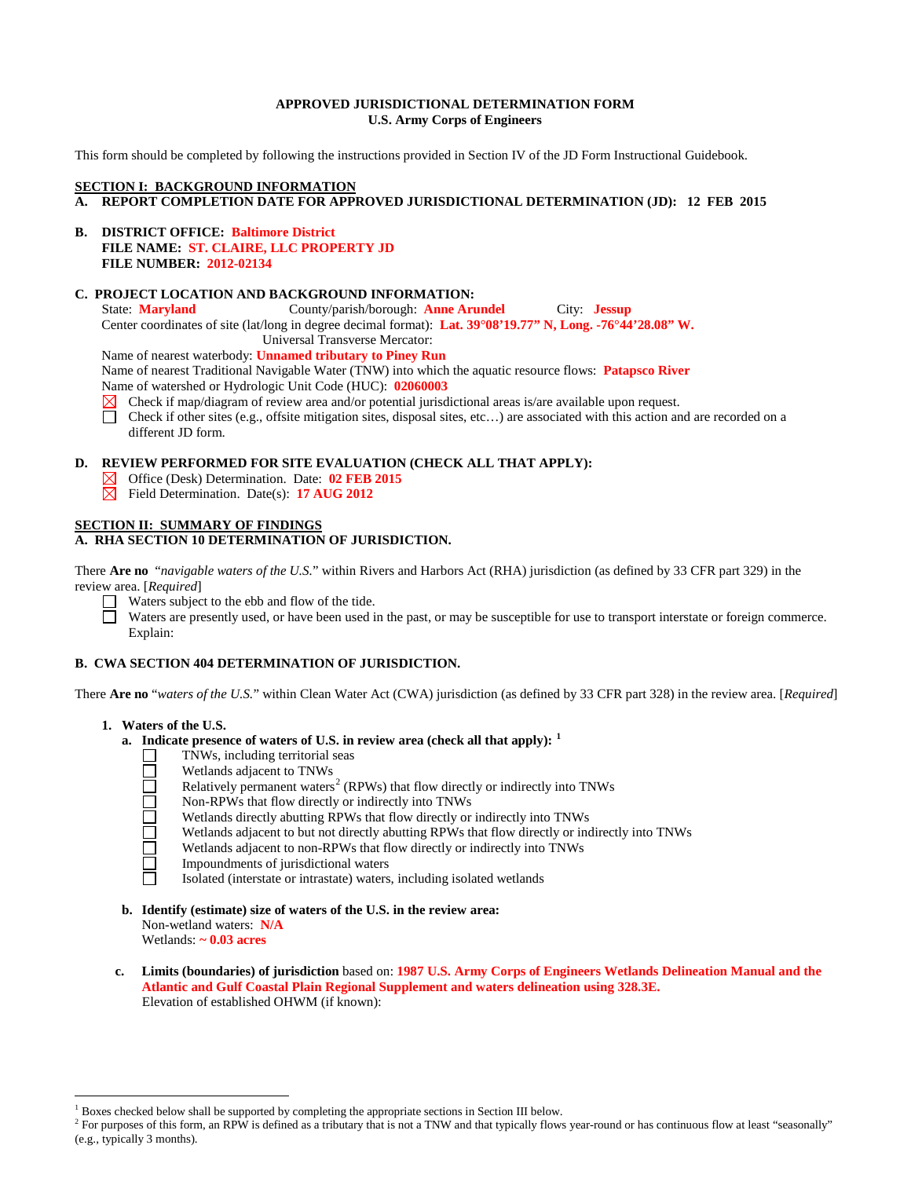# APPROVED JURISDICTIONAL DETERMINATION FORM
## U.S. Army Corps of Engineers

This form should be completed by following the instructions provided in Section IV of the JD Form Instructional Guidebook.

## SECTION I: BACKGROUND INFORMATION

**A. REPORT COMPLETION DATE FOR APPROVED JURISDICTIONAL DETERMINATION (JD): 12 FEB 2015**

**B. DISTRICT OFFICE: Baltimore District**
**FILE NAME: ST. CLAIRE, LLC PROPERTY JD**
**FILE NUMBER: 2012-02134**

**C. PROJECT LOCATION AND BACKGROUND INFORMATION:**

State: **Maryland** County/parish/borough: **Anne Arundel** City: **Jessup**
Center coordinates of site (lat/long in degree decimal format): **Lat. 39°08'19.77" N, Long. -76°44'28.08" W.**
Universal Transverse Mercator:
Name of nearest waterbody: **Unnamed tributary to Piney Run**
Name of nearest Traditional Navigable Water (TNW) into which the aquatic resource flows: **Patapsco River**
Name of watershed or Hydrologic Unit Code (HUC): **02060003**

- ☒ Check if map/diagram of review area and/or potential jurisdictional areas is/are available upon request.
- ☐ Check if other sites (e.g., offsite mitigation sites, disposal sites, etc…) are associated with this action and are recorded on a different JD form.

**D. REVIEW PERFORMED FOR SITE EVALUATION (CHECK ALL THAT APPLY):**

- ☒ Office (Desk) Determination. Date: **02 FEB 2015**
- ☒ Field Determination. Date(s): **17 AUG 2012**

## SECTION II: SUMMARY OF FINDINGS

**A. RHA SECTION 10 DETERMINATION OF JURISDICTION.**

There **Are no** "*navigable waters of the U.S.*" within Rivers and Harbors Act (RHA) jurisdiction (as defined by 33 CFR part 329) in the review area. [*Required*]

- ☐ Waters subject to the ebb and flow of the tide.
- ☐ Waters are presently used, or have been used in the past, or may be susceptible for use to transport interstate or foreign commerce. Explain:

**B. CWA SECTION 404 DETERMINATION OF JURISDICTION.**

There **Are no** "*waters of the U.S.*" within Clean Water Act (CWA) jurisdiction (as defined by 33 CFR part 328) in the review area. [*Required*]

**1. Waters of the U.S.**

**a. Indicate presence of waters of U.S. in review area (check all that apply):** [1]

- ☐ TNWs, including territorial seas
- ☐ Wetlands adjacent to TNWs
- ☐ Relatively permanent waters[2] (RPWs) that flow directly or indirectly into TNWs
- ☐ Non-RPWs that flow directly or indirectly into TNWs
- ☐ Wetlands directly abutting RPWs that flow directly or indirectly into TNWs
- ☐ Wetlands adjacent to but not directly abutting RPWs that flow directly or indirectly into TNWs
- ☐ Wetlands adjacent to non-RPWs that flow directly or indirectly into TNWs
- ☐ Impoundments of jurisdictional waters
- ☐ Isolated (interstate or intrastate) waters, including isolated wetlands

**b. Identify (estimate) size of waters of the U.S. in the review area:**
Non-wetland waters: **N/A**
Wetlands: **~ 0.03 acres**

**c. Limits (boundaries) of jurisdiction** based on: **1987 U.S. Army Corps of Engineers Wetlands Delineation Manual and the Atlantic and Gulf Coastal Plain Regional Supplement and waters delineation using 328.3E.**
Elevation of established OHWM (if known):

---

[1] Boxes checked below shall be supported by completing the appropriate sections in Section III below.
[2] For purposes of this form, an RPW is defined as a tributary that is not a TNW and that typically flows year-round or has continuous flow at least "seasonally" (e.g., typically 3 months).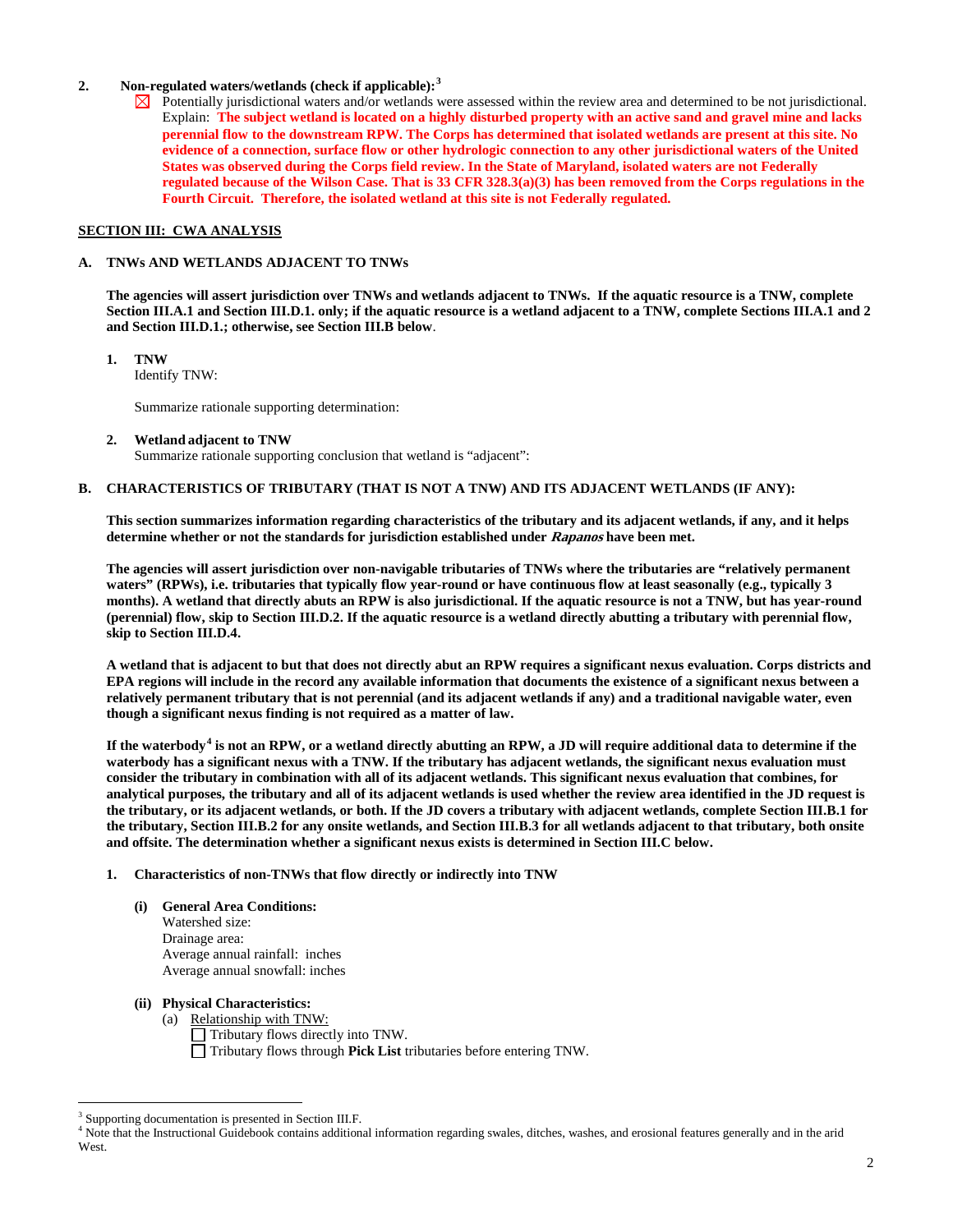**2. Non-regulated waters/wetlands (check if applicable):**[3]

☒ Potentially jurisdictional waters and/or wetlands were assessed within the review area and determined to be not jurisdictional. Explain: **The subject wetland is located on a highly disturbed property with an active sand and gravel mine and lacks perennial flow to the downstream RPW. The Corps has determined that isolated wetlands are present at this site. No evidence of a connection, surface flow or other hydrologic connection to any other jurisdictional waters of the United States was observed during the Corps field review. In the State of Maryland, isolated waters are not Federally regulated because of the Wilson Case. That is 33 CFR 328.3(a)(3) has been removed from the Corps regulations in the Fourth Circuit. Therefore, the isolated wetland at this site is not Federally regulated.**

## SECTION III: CWA ANALYSIS

### A. TNWs AND WETLANDS ADJACENT TO TNWs

**The agencies will assert jurisdiction over TNWs and wetlands adjacent to TNWs. If the aquatic resource is a TNW, complete Section III.A.1 and Section III.D.1. only; if the aquatic resource is a wetland adjacent to a TNW, complete Sections III.A.1 and 2 and Section III.D.1.; otherwise, see Section III.B below**.

**1. TNW**

Identify TNW:

Summarize rationale supporting determination:

**2. Wetland adjacent to TNW**

Summarize rationale supporting conclusion that wetland is "adjacent":

### B. CHARACTERISTICS OF TRIBUTARY (THAT IS NOT A TNW) AND ITS ADJACENT WETLANDS (IF ANY):

**This section summarizes information regarding characteristics of the tributary and its adjacent wetlands, if any, and it helps determine whether or not the standards for jurisdiction established under *Rapanos* have been met.**

**The agencies will assert jurisdiction over non-navigable tributaries of TNWs where the tributaries are "relatively permanent waters" (RPWs), i.e. tributaries that typically flow year-round or have continuous flow at least seasonally (e.g., typically 3 months). A wetland that directly abuts an RPW is also jurisdictional. If the aquatic resource is not a TNW, but has year-round (perennial) flow, skip to Section III.D.2. If the aquatic resource is a wetland directly abutting a tributary with perennial flow, skip to Section III.D.4.**

**A wetland that is adjacent to but that does not directly abut an RPW requires a significant nexus evaluation. Corps districts and EPA regions will include in the record any available information that documents the existence of a significant nexus between a relatively permanent tributary that is not perennial (and its adjacent wetlands if any) and a traditional navigable water, even though a significant nexus finding is not required as a matter of law.**

**If the waterbody[4] is not an RPW, or a wetland directly abutting an RPW, a JD will require additional data to determine if the waterbody has a significant nexus with a TNW. If the tributary has adjacent wetlands, the significant nexus evaluation must consider the tributary in combination with all of its adjacent wetlands. This significant nexus evaluation that combines, for analytical purposes, the tributary and all of its adjacent wetlands is used whether the review area identified in the JD request is the tributary, or its adjacent wetlands, or both. If the JD covers a tributary with adjacent wetlands, complete Section III.B.1 for the tributary, Section III.B.2 for any onsite wetlands, and Section III.B.3 for all wetlands adjacent to that tributary, both onsite and offsite. The determination whether a significant nexus exists is determined in Section III.C below.**

**1. Characteristics of non-TNWs that flow directly or indirectly into TNW**

**(i) General Area Conditions:**

Watershed size:
Drainage area:
Average annual rainfall: inches
Average annual snowfall: inches

**(ii) Physical Characteristics:**

(a) Relationship with TNW:

☐ Tributary flows directly into TNW.
☐ Tributary flows through **Pick List** tributaries before entering TNW.

---

[3] Supporting documentation is presented in Section III.F.

[4] Note that the Instructional Guidebook contains additional information regarding swales, ditches, washes, and erosional features generally and in the arid West.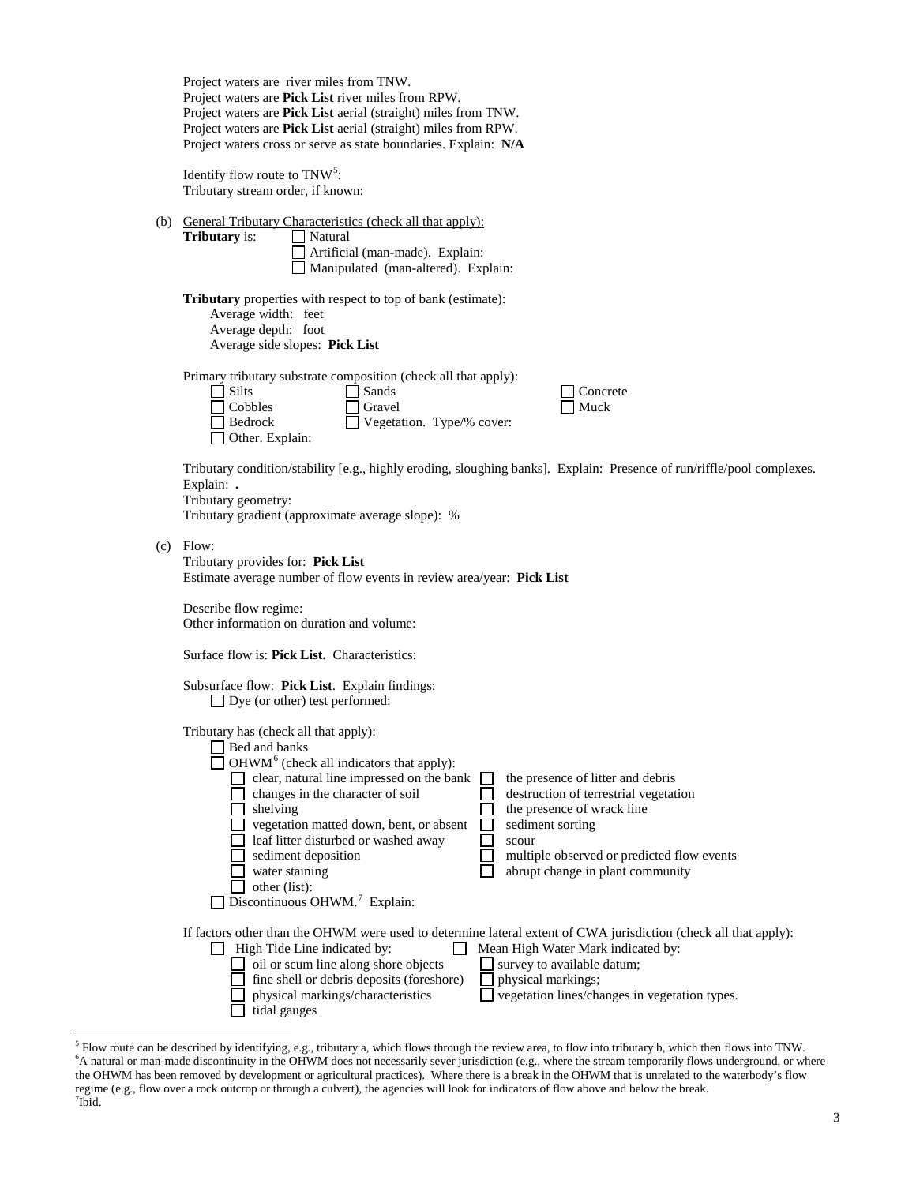Project waters are  river miles from TNW.
Project waters are **Pick List** river miles from RPW.
Project waters are **Pick List** aerial (straight) miles from TNW.
Project waters are **Pick List** aerial (straight) miles from RPW.
Project waters cross or serve as state boundaries. Explain:  **N/A**

Identify flow route to TNW[5]:
Tributary stream order, if known:

(b) General Tributary Characteristics (check all that apply):

**Tributary** is:
- ☐ Natural
- ☐ Artificial (man-made).  Explain:
- ☐ Manipulated  (man-altered).  Explain:

**Tributary** properties with respect to top of bank (estimate):
- Average width:   feet
- Average depth:   foot
- Average side slopes:  **Pick List**

Primary tributary substrate composition (check all that apply):

- ☐ Silts
- ☐ Sands
- ☐ Concrete
- ☐ Cobbles
- ☐ Gravel
- ☐ Muck
- ☐ Bedrock
- ☐ Vegetation.  Type/% cover:
- ☐ Other. Explain:

Tributary condition/stability [e.g., highly eroding, sloughing banks].  Explain:  Presence of run/riffle/pool complexes. Explain:  **.**
Tributary geometry:
Tributary gradient (approximate average slope):  %

(c) Flow:

Tributary provides for:  **Pick List**
Estimate average number of flow events in review area/year:  **Pick List**

Describe flow regime:
Other information on duration and volume:

Surface flow is: **Pick List.**  Characteristics:

Subsurface flow:  **Pick List**.  Explain findings:
- ☐ Dye (or other) test performed:

Tributary has (check all that apply):
- ☐ Bed and banks
- ☐ OHWM[6] (check all indicators that apply):
  - ☐ clear, natural line impressed on the bank
  - ☐ the presence of litter and debris
  - ☐ changes in the character of soil
  - ☐ destruction of terrestrial vegetation
  - ☐ shelving
  - ☐ the presence of wrack line
  - ☐ vegetation matted down, bent, or absent
  - ☐ sediment sorting
  - ☐ leaf litter disturbed or washed away
  - ☐ scour
  - ☐ sediment deposition
  - ☐ multiple observed or predicted flow events
  - ☐ water staining
  - ☐ abrupt change in plant community
  - ☐ other (list):
- ☐ Discontinuous OHWM.[7]  Explain:

If factors other than the OHWM were used to determine lateral extent of CWA jurisdiction (check all that apply):
- ☐ High Tide Line indicated by:
  - ☐ oil or scum line along shore objects
  - ☐ fine shell or debris deposits (foreshore)
  - ☐ physical markings/characteristics
  - ☐ tidal gauges
- ☐ Mean High Water Mark indicated by:
  - ☐ survey to available datum;
  - ☐ physical markings;
  - ☐ vegetation lines/changes in vegetation types.

---

[5] Flow route can be described by identifying, e.g., tributary a, which flows through the review area, to flow into tributary b, which then flows into TNW.
[6] A natural or man-made discontinuity in the OHWM does not necessarily sever jurisdiction (e.g., where the stream temporarily flows underground, or where the OHWM has been removed by development or agricultural practices).  Where there is a break in the OHWM that is unrelated to the waterbody's flow regime (e.g., flow over a rock outcrop or through a culvert), the agencies will look for indicators of flow above and below the break.
[7] Ibid.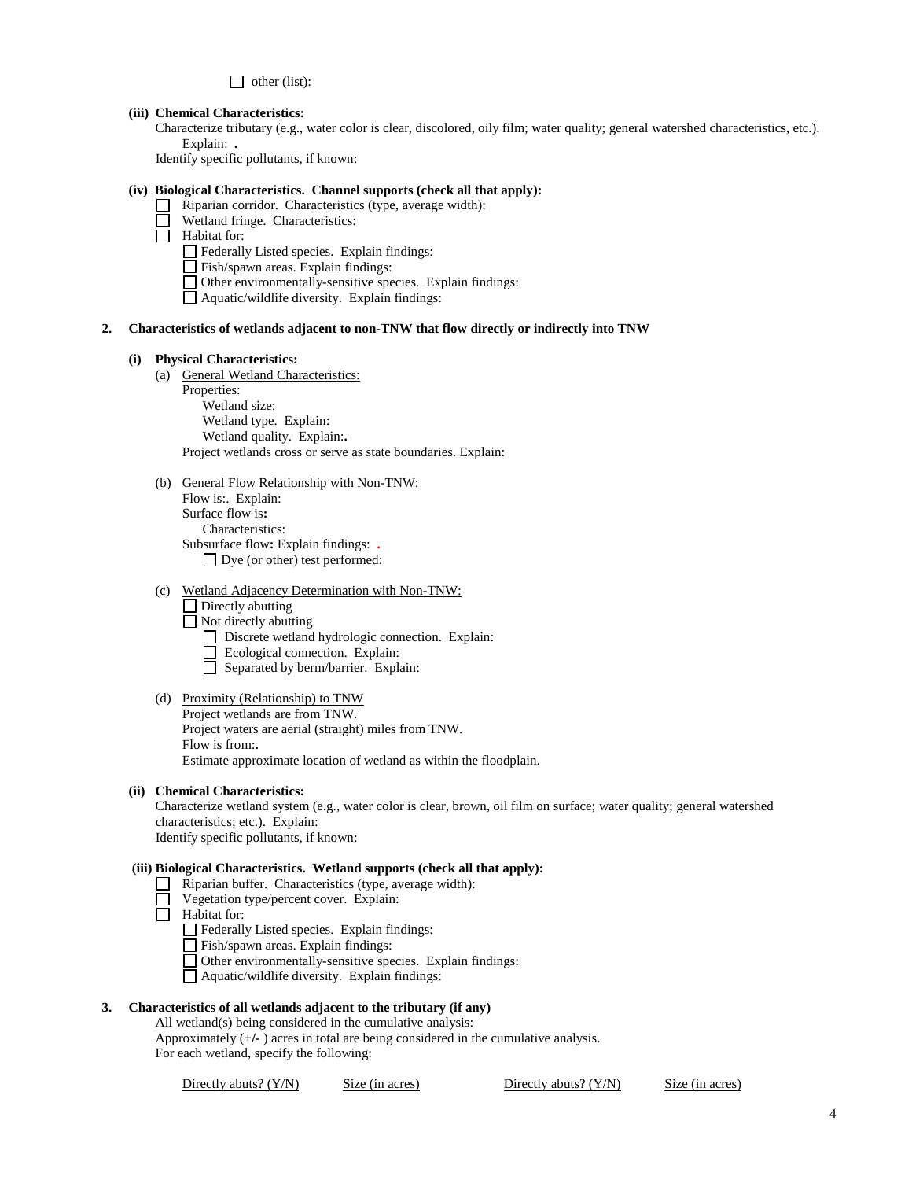☐ other (list):

**(iii) Chemical Characteristics:**

Characterize tributary (e.g., water color is clear, discolored, oily film; water quality; general watershed characteristics, etc.). Explain: **.**

Identify specific pollutants, if known:

**(iv) Biological Characteristics. Channel supports (check all that apply):**

☐ Riparian corridor. Characteristics (type, average width):
☐ Wetland fringe. Characteristics:
☐ Habitat for:
  ☐ Federally Listed species. Explain findings:
  ☐ Fish/spawn areas. Explain findings:
  ☐ Other environmentally-sensitive species. Explain findings:
  ☐ Aquatic/wildlife diversity. Explain findings:

**2. Characteristics of wetlands adjacent to non-TNW that flow directly or indirectly into TNW**

**(i) Physical Characteristics:**

(a) General Wetland Characteristics:
  Properties:
    Wetland size:
    Wetland type. Explain:
    Wetland quality. Explain:**.**
  Project wetlands cross or serve as state boundaries. Explain:

(b) General Flow Relationship with Non-TNW:
  Flow is:. Explain:
  Surface flow is**:**
    Characteristics:
  Subsurface flow**:** Explain findings: **.**
    ☐ Dye (or other) test performed:

(c) Wetland Adjacency Determination with Non-TNW:
  ☐ Directly abutting
  ☐ Not directly abutting
    ☐ Discrete wetland hydrologic connection. Explain:
    ☐ Ecological connection. Explain:
    ☐ Separated by berm/barrier. Explain:

(d) Proximity (Relationship) to TNW
  Project wetlands are from TNW.
  Project waters are aerial (straight) miles from TNW.
  Flow is from:**.**
  Estimate approximate location of wetland as within the floodplain.

**(ii) Chemical Characteristics:**

Characterize wetland system (e.g., water color is clear, brown, oil film on surface; water quality; general watershed characteristics; etc.). Explain:

Identify specific pollutants, if known:

**(iii) Biological Characteristics. Wetland supports (check all that apply):**

☐ Riparian buffer. Characteristics (type, average width):
☐ Vegetation type/percent cover. Explain:
☐ Habitat for:
  ☐ Federally Listed species. Explain findings:
  ☐ Fish/spawn areas. Explain findings:
  ☐ Other environmentally-sensitive species. Explain findings:
  ☐ Aquatic/wildlife diversity. Explain findings:

**3. Characteristics of all wetlands adjacent to the tributary (if any)**

All wetland(s) being considered in the cumulative analysis:

Approximately (**+/-** ) acres in total are being considered in the cumulative analysis.

For each wetland, specify the following:

| Directly abuts? (Y/N) | Size (in acres) | Directly abuts? (Y/N) | Size (in acres) |
|---|---|---|---|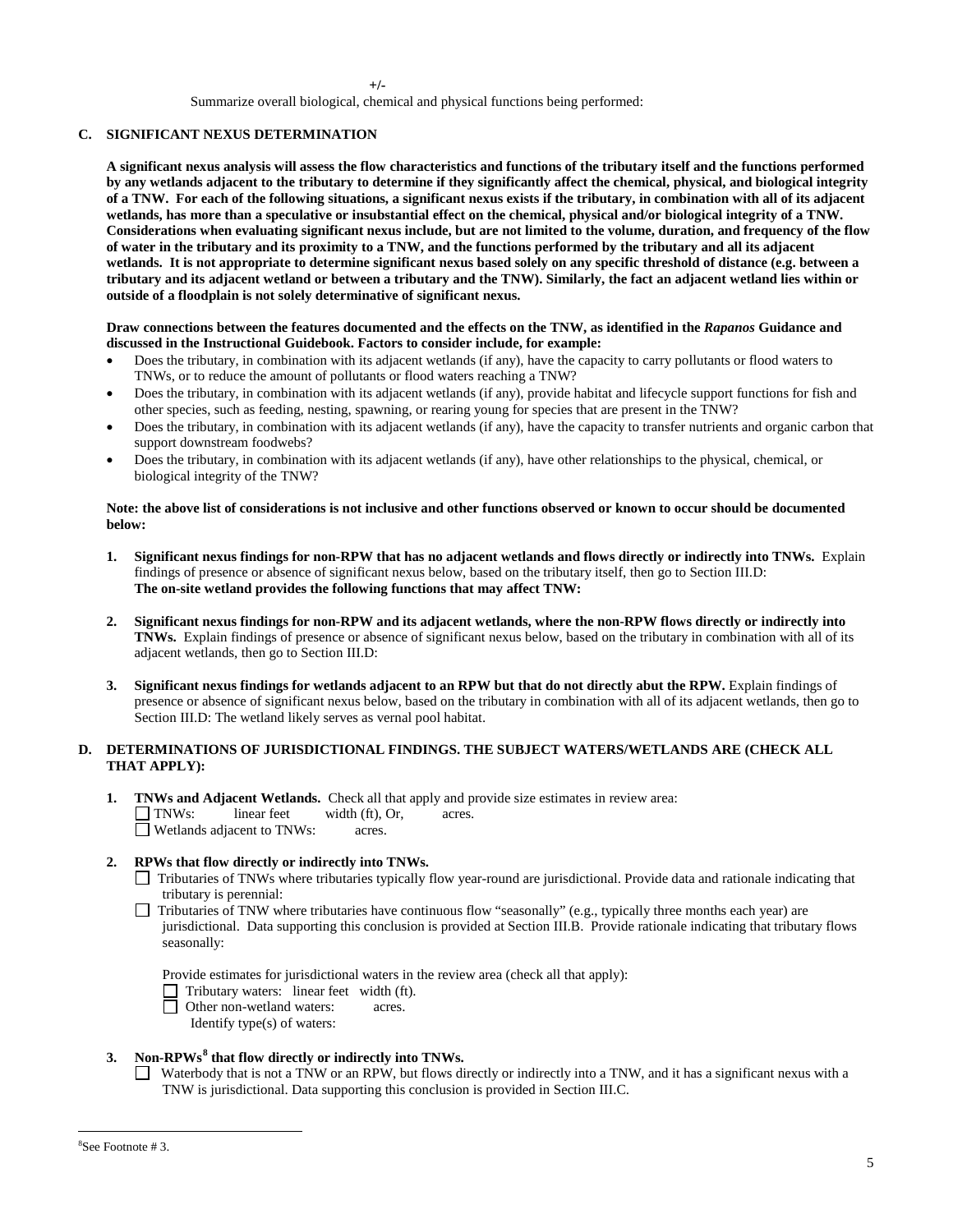+/-

Summarize overall biological, chemical and physical functions being performed:

## C. SIGNIFICANT NEXUS DETERMINATION

**A significant nexus analysis will assess the flow characteristics and functions of the tributary itself and the functions performed by any wetlands adjacent to the tributary to determine if they significantly affect the chemical, physical, and biological integrity of a TNW. For each of the following situations, a significant nexus exists if the tributary, in combination with all of its adjacent wetlands, has more than a speculative or insubstantial effect on the chemical, physical and/or biological integrity of a TNW. Considerations when evaluating significant nexus include, but are not limited to the volume, duration, and frequency of the flow of water in the tributary and its proximity to a TNW, and the functions performed by the tributary and all its adjacent wetlands. It is not appropriate to determine significant nexus based solely on any specific threshold of distance (e.g. between a tributary and its adjacent wetland or between a tributary and the TNW). Similarly, the fact an adjacent wetland lies within or outside of a floodplain is not solely determinative of significant nexus.**

**Draw connections between the features documented and the effects on the TNW, as identified in the *Rapanos* Guidance and discussed in the Instructional Guidebook. Factors to consider include, for example:**

- Does the tributary, in combination with its adjacent wetlands (if any), have the capacity to carry pollutants or flood waters to TNWs, or to reduce the amount of pollutants or flood waters reaching a TNW?
- Does the tributary, in combination with its adjacent wetlands (if any), provide habitat and lifecycle support functions for fish and other species, such as feeding, nesting, spawning, or rearing young for species that are present in the TNW?
- Does the tributary, in combination with its adjacent wetlands (if any), have the capacity to transfer nutrients and organic carbon that support downstream foodwebs?
- Does the tributary, in combination with its adjacent wetlands (if any), have other relationships to the physical, chemical, or biological integrity of the TNW?

**Note: the above list of considerations is not inclusive and other functions observed or known to occur should be documented below:**

1. **Significant nexus findings for non-RPW that has no adjacent wetlands and flows directly or indirectly into TNWs.** Explain findings of presence or absence of significant nexus below, based on the tributary itself, then go to Section III.D:
   **The on-site wetland provides the following functions that may affect TNW:**

2. **Significant nexus findings for non-RPW and its adjacent wetlands, where the non-RPW flows directly or indirectly into TNWs.** Explain findings of presence or absence of significant nexus below, based on the tributary in combination with all of its adjacent wetlands, then go to Section III.D:

3. **Significant nexus findings for wetlands adjacent to an RPW but that do not directly abut the RPW.** Explain findings of presence or absence of significant nexus below, based on the tributary in combination with all of its adjacent wetlands, then go to Section III.D: The wetland likely serves as vernal pool habitat.

## D. DETERMINATIONS OF JURISDICTIONAL FINDINGS. THE SUBJECT WATERS/WETLANDS ARE (CHECK ALL THAT APPLY):

1. **TNWs and Adjacent Wetlands.** Check all that apply and provide size estimates in review area:
   ☐ TNWs: linear feet width (ft), Or, acres.
   ☐ Wetlands adjacent to TNWs: acres.

2. **RPWs that flow directly or indirectly into TNWs.**
   ☐ Tributaries of TNWs where tributaries typically flow year-round are jurisdictional. Provide data and rationale indicating that tributary is perennial:
   ☐ Tributaries of TNW where tributaries have continuous flow "seasonally" (e.g., typically three months each year) are jurisdictional. Data supporting this conclusion is provided at Section III.B. Provide rationale indicating that tributary flows seasonally:

   Provide estimates for jurisdictional waters in the review area (check all that apply):
   ☐ Tributary waters: linear feet width (ft).
   ☐ Other non-wetland waters: acres.
   Identify type(s) of waters:

3. **Non-RPWs[8] that flow directly or indirectly into TNWs.**
   ☐ Waterbody that is not a TNW or an RPW, but flows directly or indirectly into a TNW, and it has a significant nexus with a TNW is jurisdictional. Data supporting this conclusion is provided in Section III.C.

---

[8]See Footnote # 3.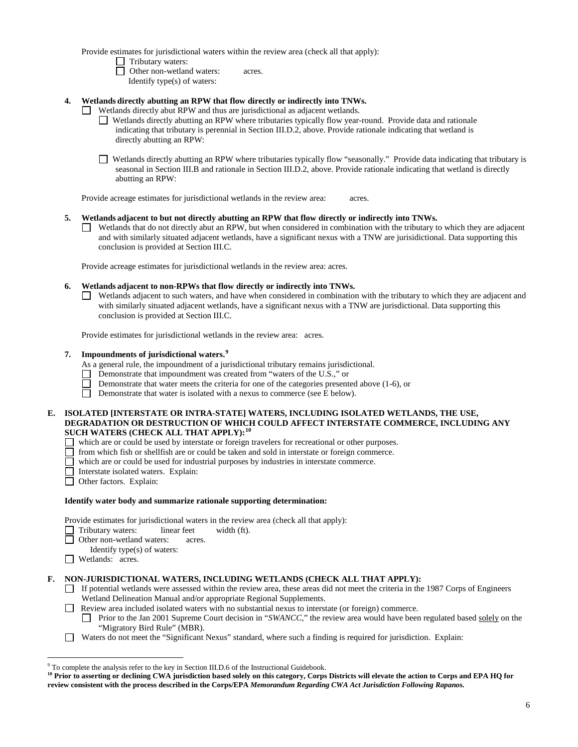Provide estimates for jurisdictional waters within the review area (check all that apply):

☐ Tributary waters:

☐ Other non-wetland waters: acres.

Identify type(s) of waters:

**4. Wetlands directly abutting an RPW that flow directly or indirectly into TNWs.**

☐ Wetlands directly abut RPW and thus are jurisdictional as adjacent wetlands.

☐ Wetlands directly abutting an RPW where tributaries typically flow year-round. Provide data and rationale indicating that tributary is perennial in Section III.D.2, above. Provide rationale indicating that wetland is directly abutting an RPW:

☐ Wetlands directly abutting an RPW where tributaries typically flow "seasonally." Provide data indicating that tributary is seasonal in Section III.B and rationale in Section III.D.2, above. Provide rationale indicating that wetland is directly abutting an RPW:

Provide acreage estimates for jurisdictional wetlands in the review area: acres.

**5. Wetlands adjacent to but not directly abutting an RPW that flow directly or indirectly into TNWs.**

☐ Wetlands that do not directly abut an RPW, but when considered in combination with the tributary to which they are adjacent and with similarly situated adjacent wetlands, have a significant nexus with a TNW are jurisidictional. Data supporting this conclusion is provided at Section III.C.

Provide acreage estimates for jurisdictional wetlands in the review area: acres.

**6. Wetlands adjacent to non-RPWs that flow directly or indirectly into TNWs.**

☐ Wetlands adjacent to such waters, and have when considered in combination with the tributary to which they are adjacent and with similarly situated adjacent wetlands, have a significant nexus with a TNW are jurisdictional. Data supporting this conclusion is provided at Section III.C.

Provide estimates for jurisdictional wetlands in the review area: acres.

**7. Impoundments of jurisdictional waters.**[9]

As a general rule, the impoundment of a jurisdictional tributary remains jurisdictional.

☐ Demonstrate that impoundment was created from "waters of the U.S.," or

☐ Demonstrate that water meets the criteria for one of the categories presented above (1-6), or

☐ Demonstrate that water is isolated with a nexus to commerce (see E below).

**E. ISOLATED [INTERSTATE OR INTRA-STATE] WATERS, INCLUDING ISOLATED WETLANDS, THE USE, DEGRADATION OR DESTRUCTION OF WHICH COULD AFFECT INTERSTATE COMMERCE, INCLUDING ANY SUCH WATERS (CHECK ALL THAT APPLY):**[10]

☐ which are or could be used by interstate or foreign travelers for recreational or other purposes.

☐ from which fish or shellfish are or could be taken and sold in interstate or foreign commerce.

☐ which are or could be used for industrial purposes by industries in interstate commerce.

☐ Interstate isolated waters. Explain:

☐ Other factors. Explain:

**Identify water body and summarize rationale supporting determination:**

Provide estimates for jurisdictional waters in the review area (check all that apply):

☐ Tributary waters: linear feet width (ft).

☐ Other non-wetland waters: acres.

Identify type(s) of waters:

☐ Wetlands: acres.

**F. NON-JURISDICTIONAL WATERS, INCLUDING WETLANDS (CHECK ALL THAT APPLY):**

☐ If potential wetlands were assessed within the review area, these areas did not meet the criteria in the 1987 Corps of Engineers Wetland Delineation Manual and/or appropriate Regional Supplements.

☐ Review area included isolated waters with no substantial nexus to interstate (or foreign) commerce.

☐ Prior to the Jan 2001 Supreme Court decision in "*SWANCC*," the review area would have been regulated based solely on the "Migratory Bird Rule" (MBR).

☐ Waters do not meet the "Significant Nexus" standard, where such a finding is required for jurisdiction. Explain:

---

[9] To complete the analysis refer to the key in Section III.D.6 of the Instructional Guidebook.

[10] **Prior to asserting or declining CWA jurisdiction based solely on this category, Corps Districts will elevate the action to Corps and EPA HQ for review consistent with the process described in the Corps/EPA *Memorandum Regarding CWA Act Jurisdiction Following Rapanos.***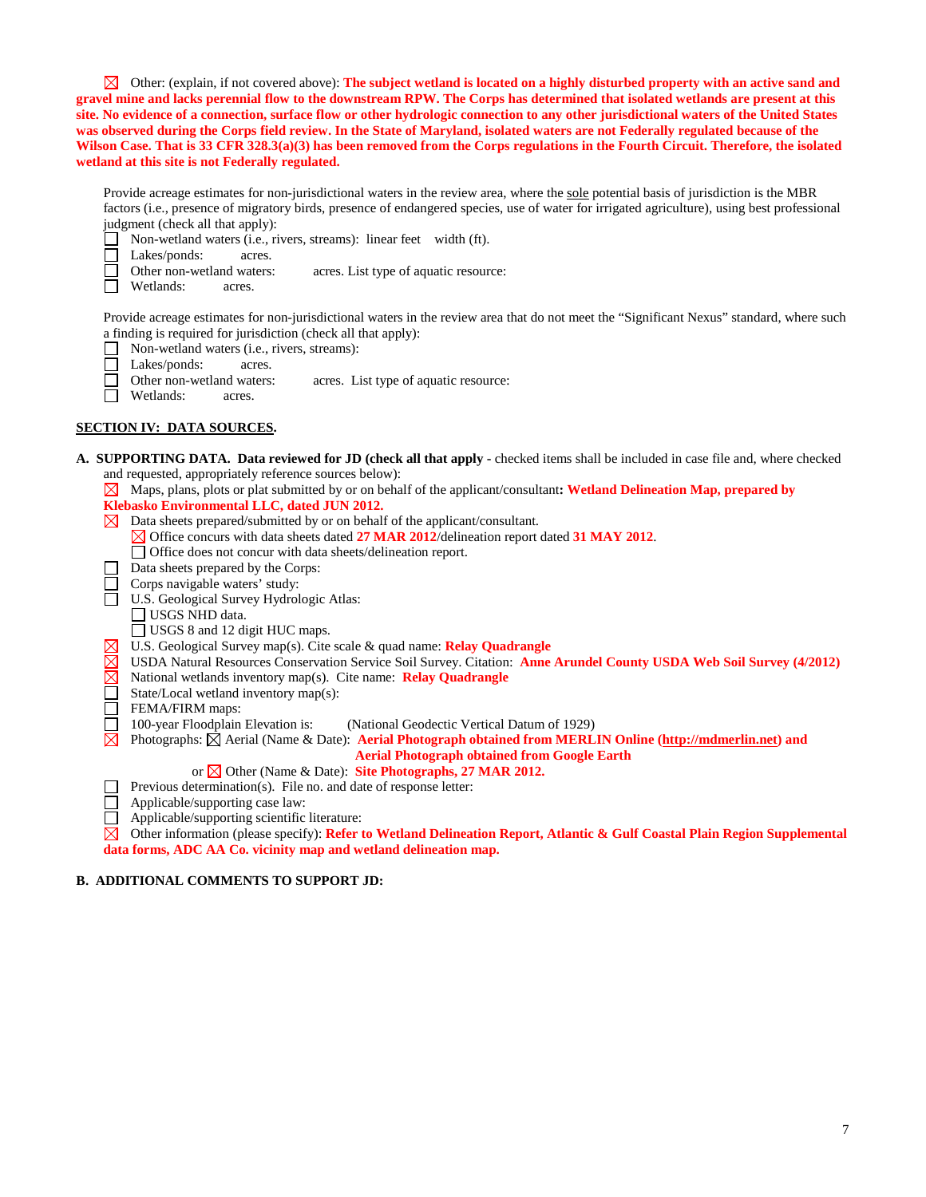☒ Other: (explain, if not covered above): **The subject wetland is located on a highly disturbed property with an active sand and gravel mine and lacks perennial flow to the downstream RPW. The Corps has determined that isolated wetlands are present at this site. No evidence of a connection, surface flow or other hydrologic connection to any other jurisdictional waters of the United States was observed during the Corps field review. In the State of Maryland, isolated waters are not Federally regulated because of the Wilson Case. That is 33 CFR 328.3(a)(3) has been removed from the Corps regulations in the Fourth Circuit. Therefore, the isolated wetland at this site is not Federally regulated.**

Provide acreage estimates for non-jurisdictional waters in the review area, where the sole potential basis of jurisdiction is the MBR factors (i.e., presence of migratory birds, presence of endangered species, use of water for irrigated agriculture), using best professional judgment (check all that apply):

☐ Non-wetland waters (i.e., rivers, streams): linear feet width (ft).
☐ Lakes/ponds: acres.
☐ Other non-wetland waters: acres. List type of aquatic resource:
☐ Wetlands: acres.

Provide acreage estimates for non-jurisdictional waters in the review area that do not meet the "Significant Nexus" standard, where such a finding is required for jurisdiction (check all that apply):

☐ Non-wetland waters (i.e., rivers, streams):
☐ Lakes/ponds: acres.
☐ Other non-wetland waters: acres. List type of aquatic resource:
☐ Wetlands: acres.

## SECTION IV: DATA SOURCES.

**A. SUPPORTING DATA. Data reviewed for JD (check all that apply** - checked items shall be included in case file and, where checked and requested, appropriately reference sources below):

☒ Maps, plans, plots or plat submitted by or on behalf of the applicant/consultant**: Wetland Delineation Map, prepared by Klebasko Environmental LLC, dated JUN 2012.**
☒ Data sheets prepared/submitted by or on behalf of the applicant/consultant.
  ☒ Office concurs with data sheets dated **27 MAR 2012**/delineation report dated **31 MAY 2012**.
  ☐ Office does not concur with data sheets/delineation report.
☐ Data sheets prepared by the Corps:
☐ Corps navigable waters' study:
☐ U.S. Geological Survey Hydrologic Atlas:
  ☐ USGS NHD data.
  ☐ USGS 8 and 12 digit HUC maps.
☒ U.S. Geological Survey map(s). Cite scale & quad name: **Relay Quadrangle**
☒ USDA Natural Resources Conservation Service Soil Survey. Citation: **Anne Arundel County USDA Web Soil Survey (4/2012)**
☒ National wetlands inventory map(s). Cite name: **Relay Quadrangle**
☐ State/Local wetland inventory map(s):
☐ FEMA/FIRM maps:
☐ 100-year Floodplain Elevation is: (National Geodectic Vertical Datum of 1929)
☒ Photographs: ☒ Aerial (Name & Date): **Aerial Photograph obtained from MERLIN Online (http://mdmerlin.net) and Aerial Photograph obtained from Google Earth**
  or ☒ Other (Name & Date): **Site Photographs, 27 MAR 2012.**
☐ Previous determination(s). File no. and date of response letter:
☐ Applicable/supporting case law:
☐ Applicable/supporting scientific literature:
☒ Other information (please specify): **Refer to Wetland Delineation Report, Atlantic & Gulf Coastal Plain Region Supplemental data forms, ADC AA Co. vicinity map and wetland delineation map.**

**B. ADDITIONAL COMMENTS TO SUPPORT JD:**